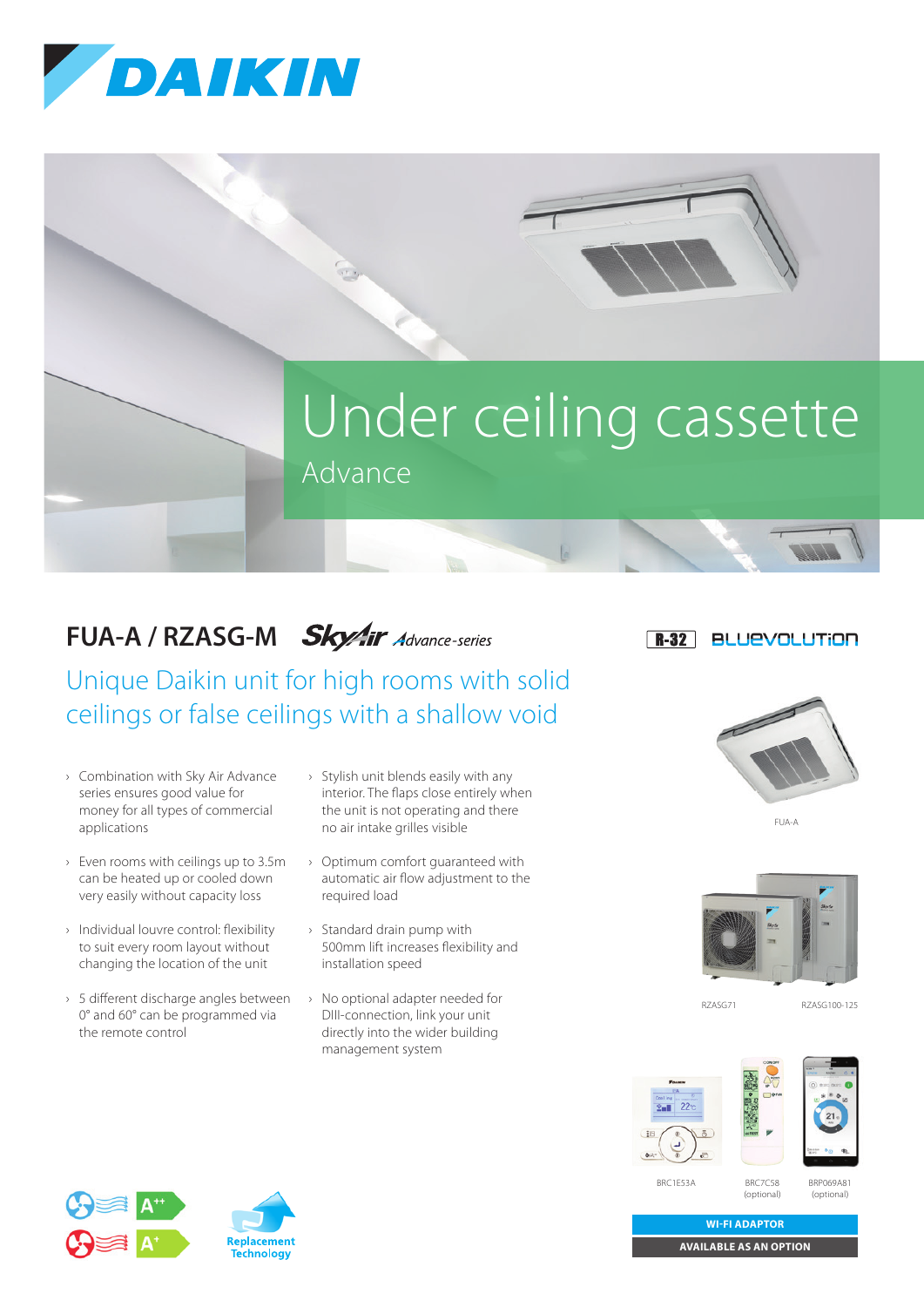# DAIKIN

# Under ceiling cassette

## Advance

## FUA-A / RZASG-M SkyAir Advance-series

R-32 BLUEVOLUTION

### Unique Daikin unit for high rooms with solid ceilings or false ceilings with a shallow void

- Combination with Sky Air Advance series ensures good value for money for all types of commercial applications
- Even rooms with ceilings up to 3.5m can be heated up or cooled down very easily without capacity loss
- Individual louvre control: flexibility to suit every room layout without changing the location of the unit
- 5 different discharge angles between 0° and 60° can be programmed via the remote control
- Stylish unit blends easily with any interior. The flaps close entirely when the unit is not operating and there no air intake grilles visible
- Optimum comfort guaranteed with automatic air flow adjustment to the required load
- Standard drain pump with 500mm lift increases flexibility and installation speed
- No optional adapter needed for DIII-connection, link your unit directly into the wider building management system

FUA-A

RZASG71 RZASG100-125

BRC1E53A BRC7C58 (optional) BRP069A81 (optional)

**WI-FI ADAPTOR**

**AVAILABLE AS AN OPTION**

A++ A+

Replacement Technology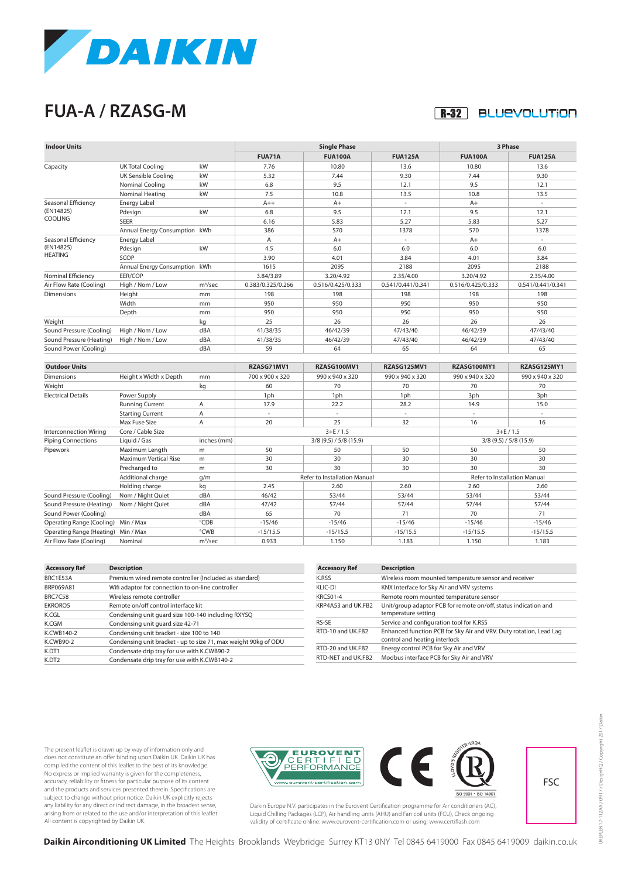# FUA-A / RZASG-M

R-32 BLUEVOLUTION

| Indoor Units | | | Single Phase | | | 3 Phase | |
|---|---|---|---|---|---|---|---|
| | | | FUA71A | FUA100A | FUA125A | FUA100A | FUA125A |
| Capacity | UK Total Cooling | kW | 7.76 | 10.80 | 13.6 | 10.80 | 13.6 |
| | UK Sensible Cooling | kW | 5.32 | 7.44 | 9.30 | 7.44 | 9.30 |
| | Nominal Cooling | kW | 6.8 | 9.5 | 12.1 | 9.5 | 12.1 |
| | Nominal Heating | kW | 7.5 | 10.8 | 13.5 | 10.8 | 13.5 |
| Seasonal Efficiency (EN14825) COOLING | Energy Label | | A++ | A+ | - | A+ | - |
| | Pdesign | kW | 6.8 | 9.5 | 12.1 | 9.5 | 12.1 |
| | SEER | | 6.16 | 5.83 | 5.27 | 5.83 | 5.27 |
| | Annual Energy Consumption | kWh | 386 | 570 | 1378 | 570 | 1378 |
| Seasonal Efficiency (EN14825) HEATING | Energy Label | | A | A+ | - | A+ | - |
| | Pdesign | kW | 4.5 | 6.0 | 6.0 | 6.0 | 6.0 |
| | SCOP | | 3.90 | 4.01 | 3.84 | 4.01 | 3.84 |
| | Annual Energy Consumption | kWh | 1615 | 2095 | 2188 | 2095 | 2188 |
| Nominal Efficiency | EER/COP | | 3.84/3.89 | 3.20/4.92 | 2.35/4.00 | 3.20/4.92 | 2.35/4.00 |
| Air Flow Rate (Cooling) | High / Nom / Low | m³/sec | 0.383/0.325/0.266 | 0.516/0.425/0.333 | 0.541/0.441/0.341 | 0.516/0.425/0.333 | 0.541/0.441/0.341 |
| Dimensions | Height | mm | 198 | 198 | 198 | 198 | 198 |
| | Width | mm | 950 | 950 | 950 | 950 | 950 |
| | Depth | mm | 950 | 950 | 950 | 950 | 950 |
| Weight | | kg | 25 | 26 | 26 | 26 | 26 |
| Sound Pressure (Cooling) | High / Nom / Low | dBA | 41/38/35 | 46/42/39 | 47/43/40 | 46/42/39 | 47/43/40 |
| Sound Pressure (Heating) | High / Nom / Low | dBA | 41/38/35 | 46/42/39 | 47/43/40 | 46/42/39 | 47/43/40 |
| Sound Power (Cooling) | | dBA | 59 | 64 | 65 | 64 | 65 |

| Outdoor Units | | | RZASG71MV1 | RZASG100MV1 | RZASG125MV1 | RZASG100MY1 | RZASG125MY1 |
|---|---|---|---|---|---|---|---|
| Dimensions | Height x Width x Depth | mm | 700 x 900 x 320 | 990 x 940 x 320 | 990 x 940 x 320 | 990 x 940 x 320 | 990 x 940 x 320 |
| Weight | | kg | 60 | 70 | 70 | 70 | 70 |
| Electrical Details | Power Supply | | 1ph | 1ph | 1ph | 3ph | 3ph |
| | Running Current | A | 17.9 | 22.2 | 28.2 | 14.9 | 15.0 |
| | Starting Current | A | - | - | - | - | - |
| | Max Fuse Size | A | 20 | 25 | 32 | 16 | 16 |
| Interconnection Wiring | Core / Cable Size | | 3+E / 1.5 | | | 3+E / 1.5 | |
| Piping Connections | Liquid / Gas | inches (mm) | 3/8 (9.5) / 5/8 (15.9) | | | 3/8 (9.5) / 5/8 (15.9) | |
| Pipework | Maximum Length | m | 50 | 50 | 50 | 50 | 50 |
| | Maximum Vertical Rise | m | 30 | 30 | 30 | 30 | 30 |
| | Precharged to | m | 30 | 30 | 30 | 30 | 30 |
| | Additional charge | g/m | Refer to Installation Manual | | | Refer to Installation Manual | |
| | Holding charge | kg | 2.45 | 2.60 | 2.60 | 2.60 | 2.60 |
| Sound Pressure (Cooling) | Nom / Night Quiet | dBA | 46/42 | 53/44 | 53/44 | 53/44 | 53/44 |
| Sound Pressure (Heating) | Nom / Night Quiet | dBA | 47/42 | 57/44 | 57/44 | 57/44 | 57/44 |
| Sound Power (Cooling) | | dBA | 65 | 70 | 71 | 70 | 71 |
| Operating Range (Cooling) | Min / Max | °CDB | -15/46 | -15/46 | -15/46 | -15/46 | -15/46 |
| Operating Range (Heating) | Min / Max | °CWB | -15/15.5 | -15/15.5 | -15/15.5 | -15/15.5 | -15/15.5 |
| Air Flow Rate (Cooling) | Nominal | m³/sec | 0.933 | 1.150 | 1.183 | 1.150 | 1.183 |

| Accessory Ref | Description |
|---|---|
| BRC1E53A | Premium wired remote controller (Included as standard) |
| BRP069A81 | Wifi adaptor for connection to on-line controller |
| BRC7C58 | Wireless remote controller |
| EKRORO5 | Remote on/off control interface kit |
| K.CGL | Condensing unit guard size 100-140 including RXYSQ |
| K.CGM | Condensing unit guard size 42-71 |
| K.CWB140-2 | Condensing unit bracket - size 100 to 140 |
| K.CWB90-2 | Condensing unit bracket - up to size 71, max weight 90kg of ODU |
| K.DT1 | Condensate drip tray for use with K.CWB90-2 |
| K.DT2 | Condensate drip tray for use with K.CWB140-2 |

| Accessory Ref | Description |
|---|---|
| K.RSS | Wireless room mounted temperature sensor and receiver |
| KLIC-DI | KNX Interface for Sky Air and VRV systems |
| KRCS01-4 | Remote room mounted temperature sensor |
| KRP4A53 and UK.FB2 | Unit/group adaptor PCB for remote on/off, status indication and temperature setting |
| RS-SE | Service and configuration tool for K.RSS |
| RTD-10 and UK.FB2 | Enhanced function PCB for Sky Air and VRV. Duty rotation, Lead Lag control and heating interlock |
| RTD-20 and UK.FB2 | Energy control PCB for Sky Air and VRV |
| RTD-NET and UK.FB2 | Modbus interface PCB for Sky Air and VRV |

The present leaflet is drawn up by way of information only and does not constitute an offer binding upon Daikin UK. Daikin UK has compiled the content of this leaflet to the best of its knowledge. No express or implied warranty is given for the completeness, accuracy, reliability or fitness for particular purpose of its content and the products and services presented therein. Specifications are subject to change without prior notice. Daikin UK explicitly rejects any liability for any direct or indirect damage, in the broadest sense, arising from or related to the use and/or interpretation of this leaflet. All content is copyrighted by Daikin UK.

Daikin Europe N.V. participates in the Eurovent Certification programme for Air conditioners (AC), Liquid Chilling Packages (LCP), Air handling units (AHU) and Fan coil units (FCU), Check ongoing validity of certificate online: www.eurovent-certification.com or using: www.certiflash.com

ISO 9001 • ISO 14001

FSC

UKEPLEN17-112AA / 09.17 / DesignHQ / Copyright 2017 Daikin

**Daikin Airconditioning UK Limited** The Heights Brooklands Weybridge Surrey KT13 0NY Tel 0845 6419000 Fax 0845 6419009 daikin.co.uk